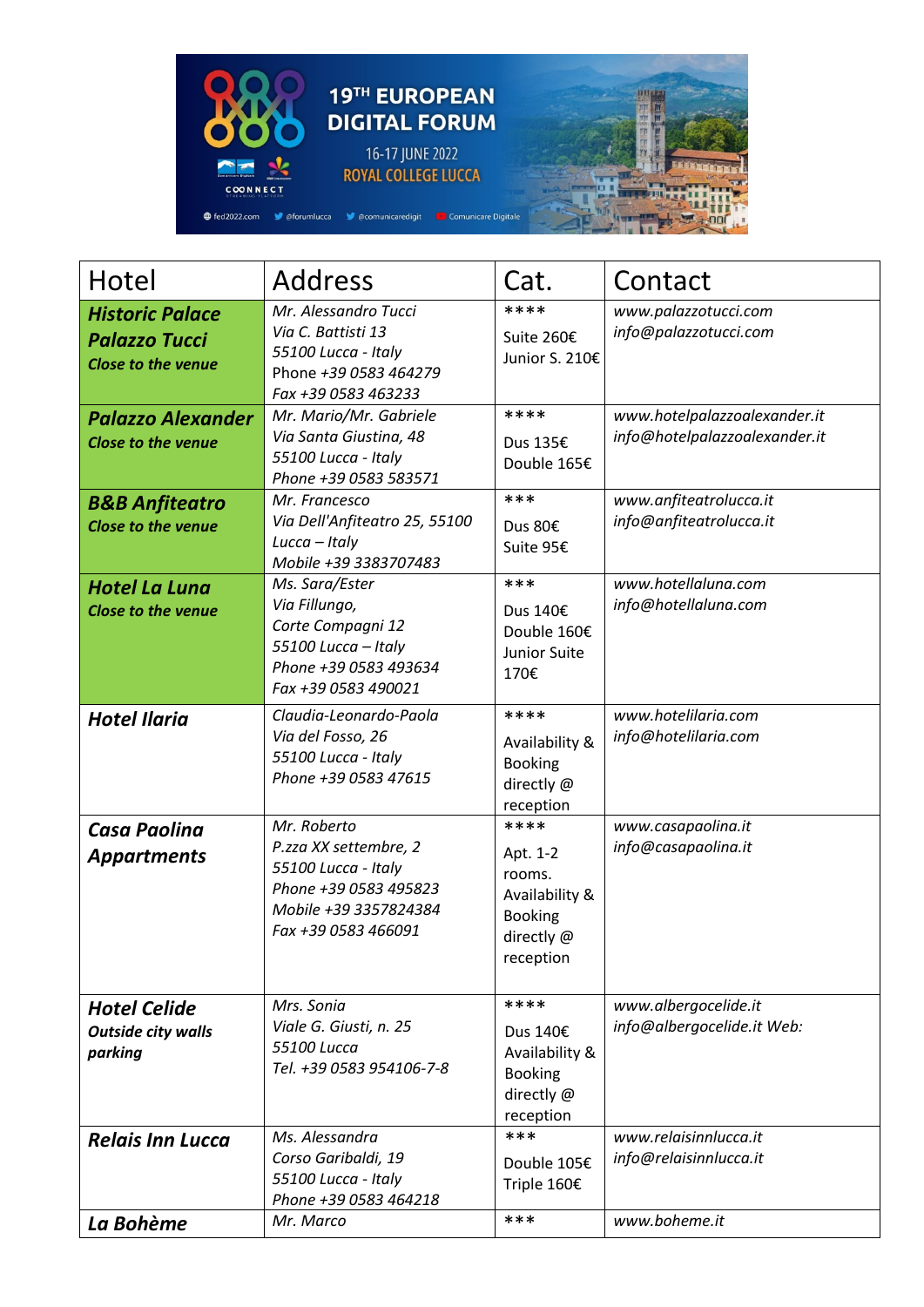19TH EUROPEAN DIGITAL FORUM

16-17 JUNE 2022

ROYAL COLLEGE LUCCA

fed2022.com @forumlucca @comunicaredigit Comunicare Digitale

| Hotel | Address | Cat. | Contact |
|---|---|---|---|
| ***Historic Palace Palazzo Tucci*** ***Close to the venue*** | *Mr. Alessandro Tucci* *Via C. Battisti 13* *55100 Lucca - Italy* Phone *+39 0583 464279* *Fax +39 0583 463233* | **** Suite 260€ Junior S. 210€ | *www.palazzotucci.com* *info@palazzotucci.com* |
| ***Palazzo Alexander*** ***Close to the venue*** | *Mr. Mario/Mr. Gabriele* *Via Santa Giustina, 48* *55100 Lucca - Italy* *Phone +39 0583 583571* | **** Dus 135€ Double 165€ | *www.hotelpalazzoalexander.it* *info@hotelpalazzoalexander.it* |
| ***B&B Anfiteatro*** ***Close to the venue*** | *Mr. Francesco* *Via Dell'Anfiteatro 25, 55100 Lucca – Italy* *Mobile +39 3383707483* | *** Dus 80€ Suite 95€ | *www.anfiteatrolucca.it* *info@anfiteatrolucca.it* |
| ***Hotel La Luna*** ***Close to the venue*** | *Ms. Sara/Ester* *Via Fillungo,* *Corte Compagni 12* *55100 Lucca – Italy* *Phone +39 0583 493634* *Fax +39 0583 490021* | *** Dus 140€ Double 160€ Junior Suite 170€ | *www.hotellaluna.com* *info@hotellaluna.com* |
| ***Hotel Ilaria*** | *Claudia-Leonardo-Paola* *Via del Fosso, 26* *55100 Lucca - Italy* *Phone +39 0583 47615* | **** Availability & Booking directly @ reception | *www.hotelilaria.com* *info@hotelilaria.com* |
| ***Casa Paolina Appartments*** | *Mr. Roberto* *P.zza XX settembre, 2* *55100 Lucca - Italy* *Phone +39 0583 495823* *Mobile +39 3357824384* *Fax +39 0583 466091* | **** Apt. 1-2 rooms. Availability & Booking directly @ reception | *www.casapaolina.it* *info@casapaolina.it* |
| ***Hotel Celide*** ***Outside city walls parking*** | *Mrs. Sonia* *Viale G. Giusti, n. 25* *55100 Lucca* *Tel. +39 0583 954106-7-8* | **** Dus 140€ Availability & Booking directly @ reception | *www.albergocelide.it* *info@albergocelide.it Web:* |
| ***Relais Inn Lucca*** | *Ms. Alessandra* *Corso Garibaldi, 19* *55100 Lucca - Italy* *Phone +39 0583 464218* | *** Double 105€ Triple 160€ | *www.relaisinnlucca.it* *info@relaisinnlucca.it* |
| ***La Bohème*** | *Mr. Marco* | *** | *www.boheme.it* |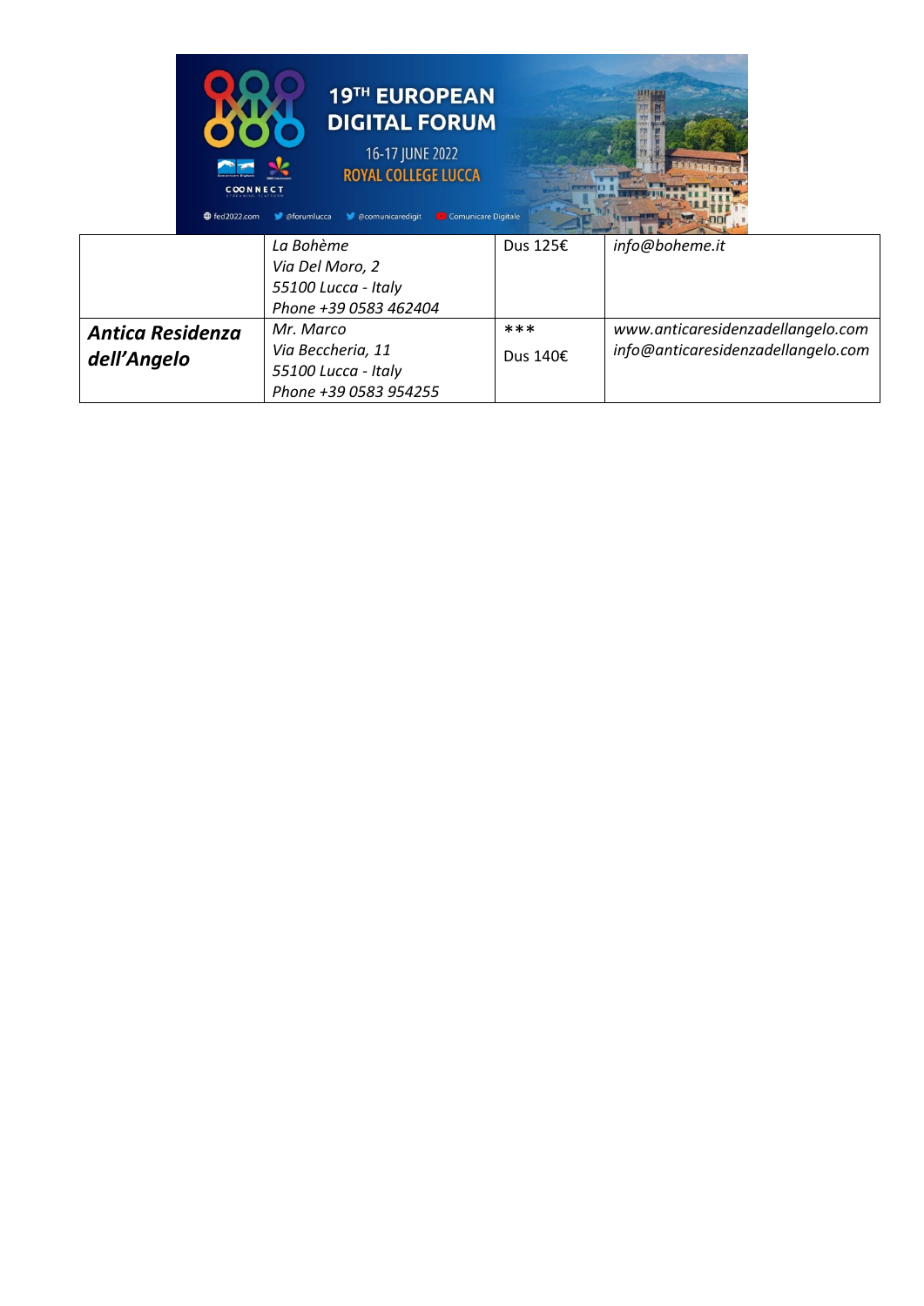| | | | |
|---|---|---|---|
| | *La Bohème*<br>*Via Del Moro, 2*<br>*55100 Lucca - Italy*<br>*Phone +39 0583 462404* | Dus 125€ | *info@boheme.it* |
| ***Antica Residenza dell'Angelo*** | *Mr. Marco*<br>*Via Beccheria, 11*<br>*55100 Lucca - Italy*<br>*Phone +39 0583 954255* | ***<br>Dus 140€ | *www.anticaresidenzadellangelo.com*<br>*info@anticaresidenzadellangelo.com* |